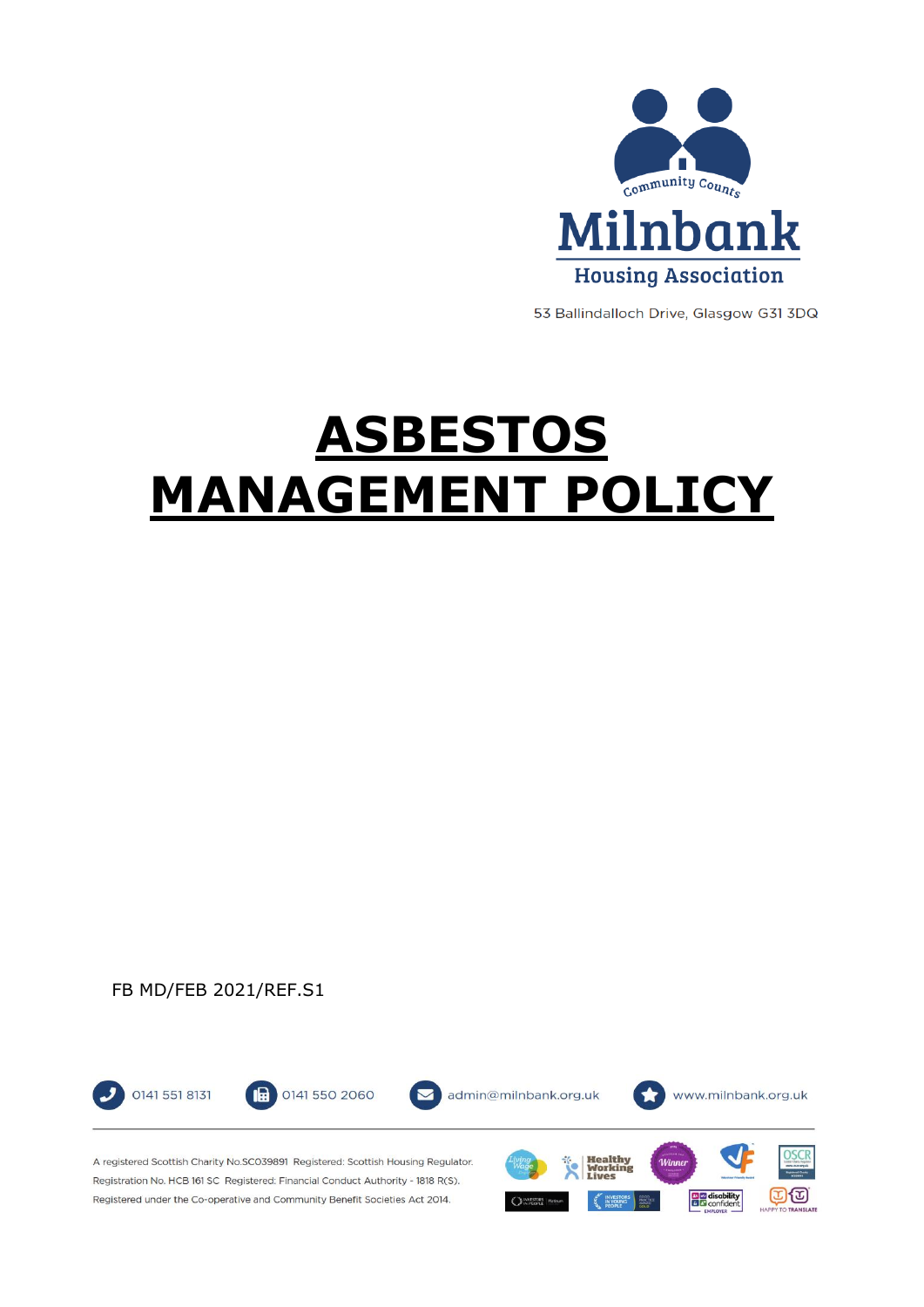Community Counts

Milnbank

Housing Association

53 Ballindalloch Drive, Glasgow G31 3DQ

# ASBESTOS MANAGEMENT POLICY

FB MD/FEB 2021/REF.S1

0141 551 8131 0141 550 2060 admin@milnbank.org.uk www.milnbank.org.uk

A registered Scottish Charity No.SC039891 Registered: Scottish Housing Regulator. Registration No. HCB 161 SC Registered: Financial Conduct Authority - 1818 R(S). Registered under the Co-operative and Community Benefit Societies Act 2014.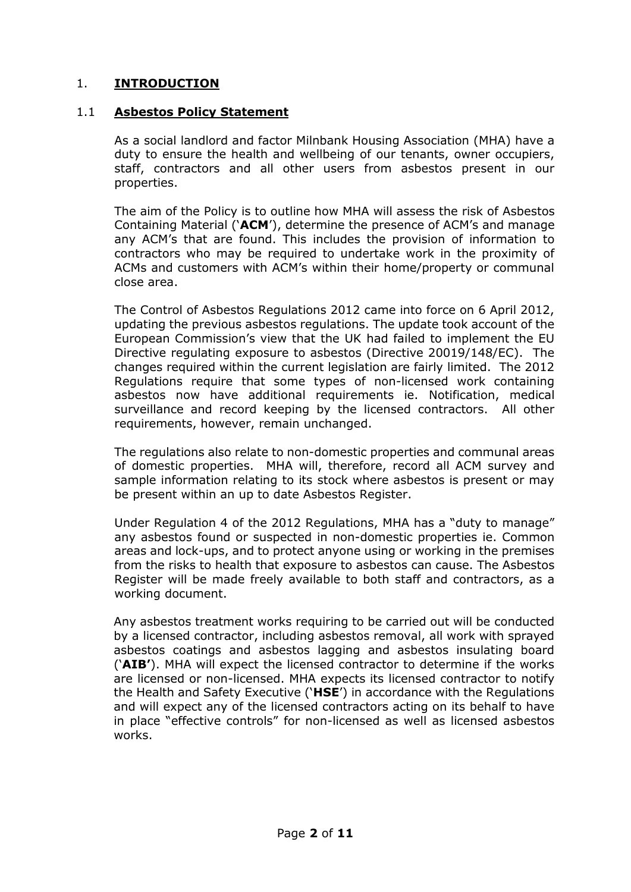# 1. **INTRODUCTION**

## 1.1 **Asbestos Policy Statement**

As a social landlord and factor Milnbank Housing Association (MHA) have a duty to ensure the health and wellbeing of our tenants, owner occupiers, staff, contractors and all other users from asbestos present in our properties.

The aim of the Policy is to outline how MHA will assess the risk of Asbestos Containing Material ('**ACM**'), determine the presence of ACM's and manage any ACM's that are found. This includes the provision of information to contractors who may be required to undertake work in the proximity of ACMs and customers with ACM's within their home/property or communal close area.

The Control of Asbestos Regulations 2012 came into force on 6 April 2012, updating the previous asbestos regulations. The update took account of the European Commission's view that the UK had failed to implement the EU Directive regulating exposure to asbestos (Directive 20019/148/EC). The changes required within the current legislation are fairly limited. The 2012 Regulations require that some types of non-licensed work containing asbestos now have additional requirements ie. Notification, medical surveillance and record keeping by the licensed contractors. All other requirements, however, remain unchanged.

The regulations also relate to non-domestic properties and communal areas of domestic properties. MHA will, therefore, record all ACM survey and sample information relating to its stock where asbestos is present or may be present within an up to date Asbestos Register.

Under Regulation 4 of the 2012 Regulations, MHA has a "duty to manage" any asbestos found or suspected in non-domestic properties ie. Common areas and lock-ups, and to protect anyone using or working in the premises from the risks to health that exposure to asbestos can cause. The Asbestos Register will be made freely available to both staff and contractors, as a working document.

Any asbestos treatment works requiring to be carried out will be conducted by a licensed contractor, including asbestos removal, all work with sprayed asbestos coatings and asbestos lagging and asbestos insulating board ('**AIB'**). MHA will expect the licensed contractor to determine if the works are licensed or non-licensed. MHA expects its licensed contractor to notify the Health and Safety Executive ('**HSE**') in accordance with the Regulations and will expect any of the licensed contractors acting on its behalf to have in place "effective controls" for non-licensed as well as licensed asbestos works.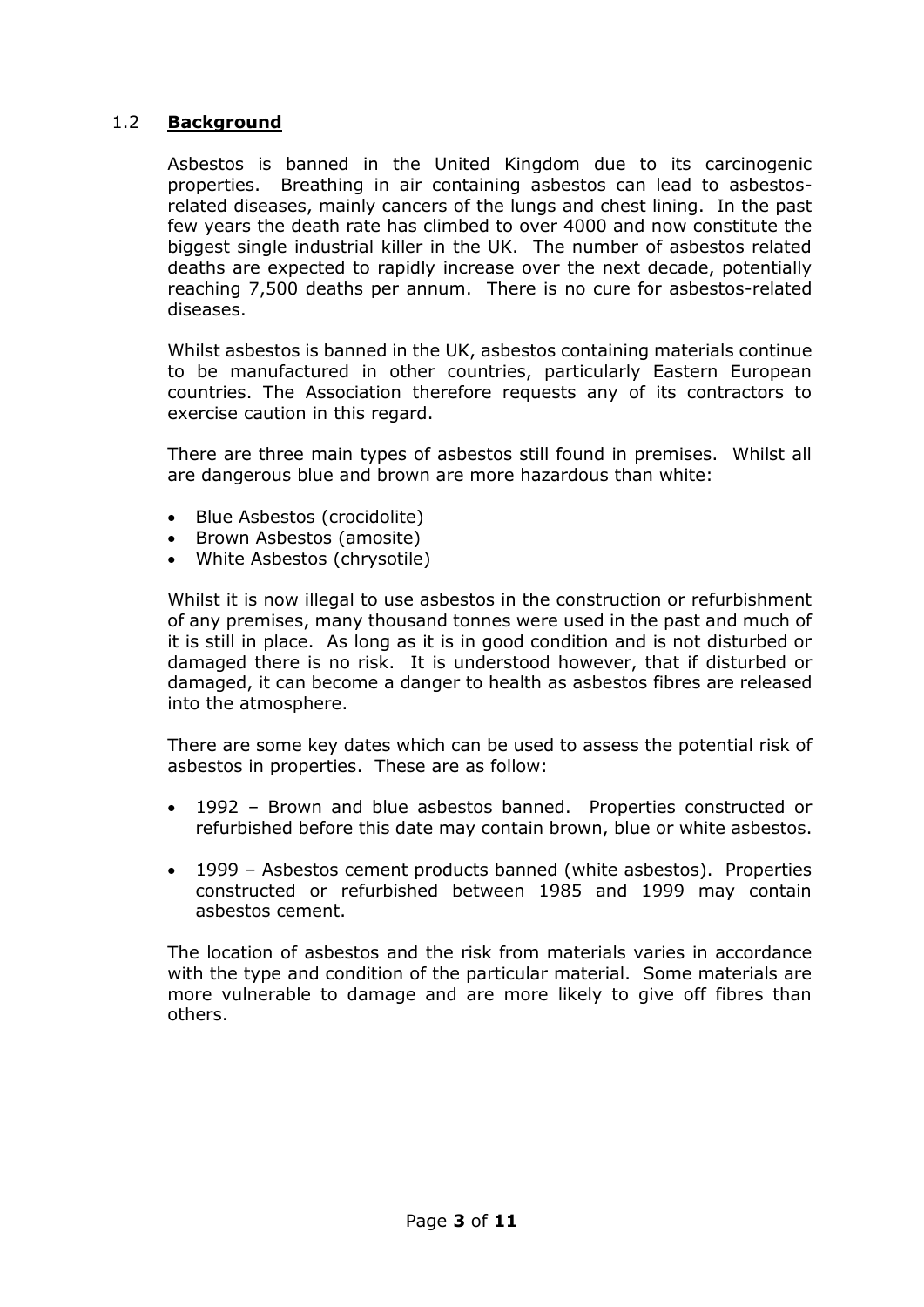## 1.2 **Background**

Asbestos is banned in the United Kingdom due to its carcinogenic properties. Breathing in air containing asbestos can lead to asbestos-related diseases, mainly cancers of the lungs and chest lining. In the past few years the death rate has climbed to over 4000 and now constitute the biggest single industrial killer in the UK. The number of asbestos related deaths are expected to rapidly increase over the next decade, potentially reaching 7,500 deaths per annum. There is no cure for asbestos-related diseases.

Whilst asbestos is banned in the UK, asbestos containing materials continue to be manufactured in other countries, particularly Eastern European countries. The Association therefore requests any of its contractors to exercise caution in this regard.

There are three main types of asbestos still found in premises. Whilst all are dangerous blue and brown are more hazardous than white:

- Blue Asbestos (crocidolite)
- Brown Asbestos (amosite)
- White Asbestos (chrysotile)

Whilst it is now illegal to use asbestos in the construction or refurbishment of any premises, many thousand tonnes were used in the past and much of it is still in place. As long as it is in good condition and is not disturbed or damaged there is no risk. It is understood however, that if disturbed or damaged, it can become a danger to health as asbestos fibres are released into the atmosphere.

There are some key dates which can be used to assess the potential risk of asbestos in properties. These are as follow:

- 1992 – Brown and blue asbestos banned. Properties constructed or refurbished before this date may contain brown, blue or white asbestos.

- 1999 – Asbestos cement products banned (white asbestos). Properties constructed or refurbished between 1985 and 1999 may contain asbestos cement.

The location of asbestos and the risk from materials varies in accordance with the type and condition of the particular material. Some materials are more vulnerable to damage and are more likely to give off fibres than others.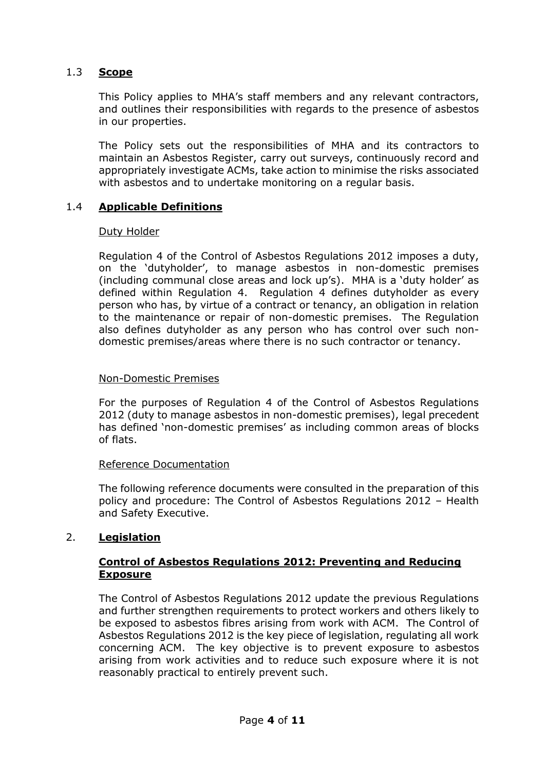## 1.3 **Scope**

This Policy applies to MHA's staff members and any relevant contractors, and outlines their responsibilities with regards to the presence of asbestos in our properties.

The Policy sets out the responsibilities of MHA and its contractors to maintain an Asbestos Register, carry out surveys, continuously record and appropriately investigate ACMs, take action to minimise the risks associated with asbestos and to undertake monitoring on a regular basis.

## 1.4 **Applicable Definitions**

### Duty Holder

Regulation 4 of the Control of Asbestos Regulations 2012 imposes a duty, on the 'dutyholder', to manage asbestos in non-domestic premises (including communal close areas and lock up's). MHA is a 'duty holder' as defined within Regulation 4. Regulation 4 defines dutyholder as every person who has, by virtue of a contract or tenancy, an obligation in relation to the maintenance or repair of non-domestic premises. The Regulation also defines dutyholder as any person who has control over such non-domestic premises/areas where there is no such contractor or tenancy.

### Non-Domestic Premises

For the purposes of Regulation 4 of the Control of Asbestos Regulations 2012 (duty to manage asbestos in non-domestic premises), legal precedent has defined 'non-domestic premises' as including common areas of blocks of flats.

### Reference Documentation

The following reference documents were consulted in the preparation of this policy and procedure: The Control of Asbestos Regulations 2012 – Health and Safety Executive.

## 2. **Legislation**

### **Control of Asbestos Regulations 2012: Preventing and Reducing Exposure**

The Control of Asbestos Regulations 2012 update the previous Regulations and further strengthen requirements to protect workers and others likely to be exposed to asbestos fibres arising from work with ACM. The Control of Asbestos Regulations 2012 is the key piece of legislation, regulating all work concerning ACM. The key objective is to prevent exposure to asbestos arising from work activities and to reduce such exposure where it is not reasonably practical to entirely prevent such.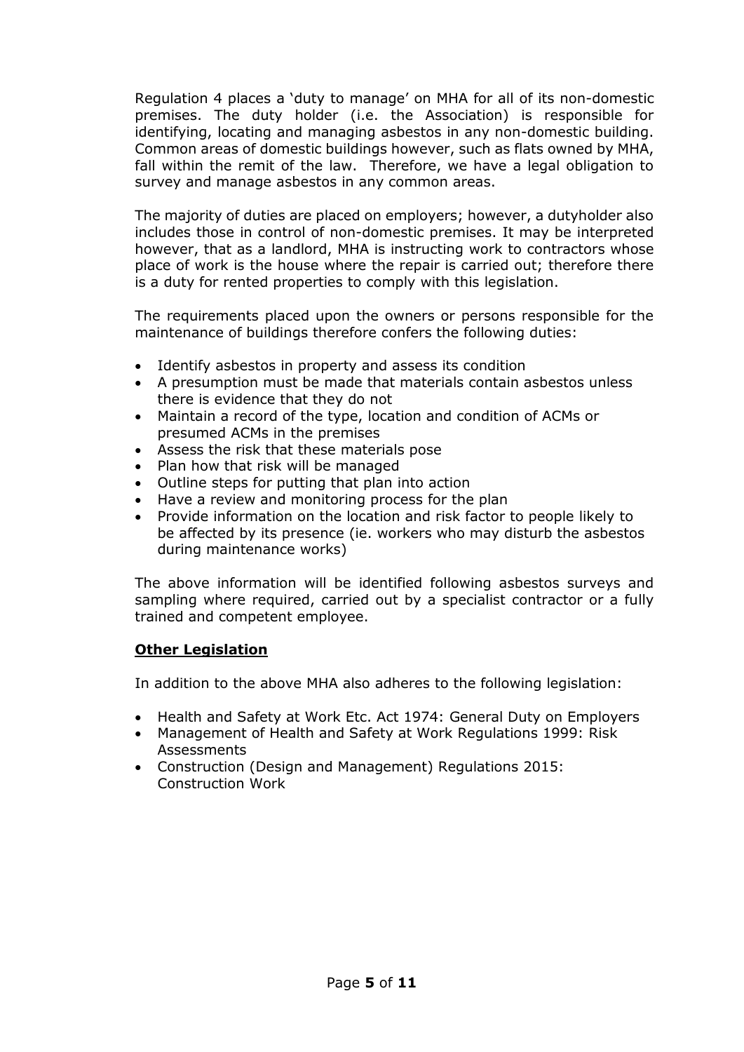Regulation 4 places a 'duty to manage' on MHA for all of its non-domestic premises. The duty holder (i.e. the Association) is responsible for identifying, locating and managing asbestos in any non-domestic building. Common areas of domestic buildings however, such as flats owned by MHA, fall within the remit of the law. Therefore, we have a legal obligation to survey and manage asbestos in any common areas.

The majority of duties are placed on employers; however, a dutyholder also includes those in control of non-domestic premises. It may be interpreted however, that as a landlord, MHA is instructing work to contractors whose place of work is the house where the repair is carried out; therefore there is a duty for rented properties to comply with this legislation.

The requirements placed upon the owners or persons responsible for the maintenance of buildings therefore confers the following duties:

- Identify asbestos in property and assess its condition
- A presumption must be made that materials contain asbestos unless there is evidence that they do not
- Maintain a record of the type, location and condition of ACMs or presumed ACMs in the premises
- Assess the risk that these materials pose
- Plan how that risk will be managed
- Outline steps for putting that plan into action
- Have a review and monitoring process for the plan
- Provide information on the location and risk factor to people likely to be affected by its presence (ie. workers who may disturb the asbestos during maintenance works)

The above information will be identified following asbestos surveys and sampling where required, carried out by a specialist contractor or a fully trained and competent employee.

**Other Legislation**

In addition to the above MHA also adheres to the following legislation:

- Health and Safety at Work Etc. Act 1974: General Duty on Employers
- Management of Health and Safety at Work Regulations 1999: Risk Assessments
- Construction (Design and Management) Regulations 2015: Construction Work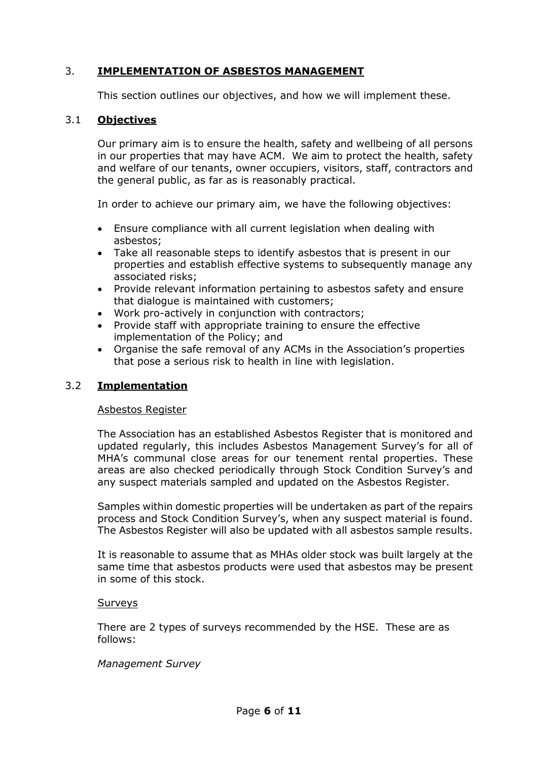## 3. **IMPLEMENTATION OF ASBESTOS MANAGEMENT**

This section outlines our objectives, and how we will implement these.

### 3.1 **Objectives**

Our primary aim is to ensure the health, safety and wellbeing of all persons in our properties that may have ACM. We aim to protect the health, safety and welfare of our tenants, owner occupiers, visitors, staff, contractors and the general public, as far as is reasonably practical.

In order to achieve our primary aim, we have the following objectives:

- Ensure compliance with all current legislation when dealing with asbestos;
- Take all reasonable steps to identify asbestos that is present in our properties and establish effective systems to subsequently manage any associated risks;
- Provide relevant information pertaining to asbestos safety and ensure that dialogue is maintained with customers;
- Work pro-actively in conjunction with contractors;
- Provide staff with appropriate training to ensure the effective implementation of the Policy; and
- Organise the safe removal of any ACMs in the Association's properties that pose a serious risk to health in line with legislation.

### 3.2 **Implementation**

Asbestos Register

The Association has an established Asbestos Register that is monitored and updated regularly, this includes Asbestos Management Survey's for all of MHA's communal close areas for our tenement rental properties. These areas are also checked periodically through Stock Condition Survey's and any suspect materials sampled and updated on the Asbestos Register.

Samples within domestic properties will be undertaken as part of the repairs process and Stock Condition Survey's, when any suspect material is found. The Asbestos Register will also be updated with all asbestos sample results.

It is reasonable to assume that as MHAs older stock was built largely at the same time that asbestos products were used that asbestos may be present in some of this stock.

Surveys

There are 2 types of surveys recommended by the HSE. These are as follows:

*Management Survey*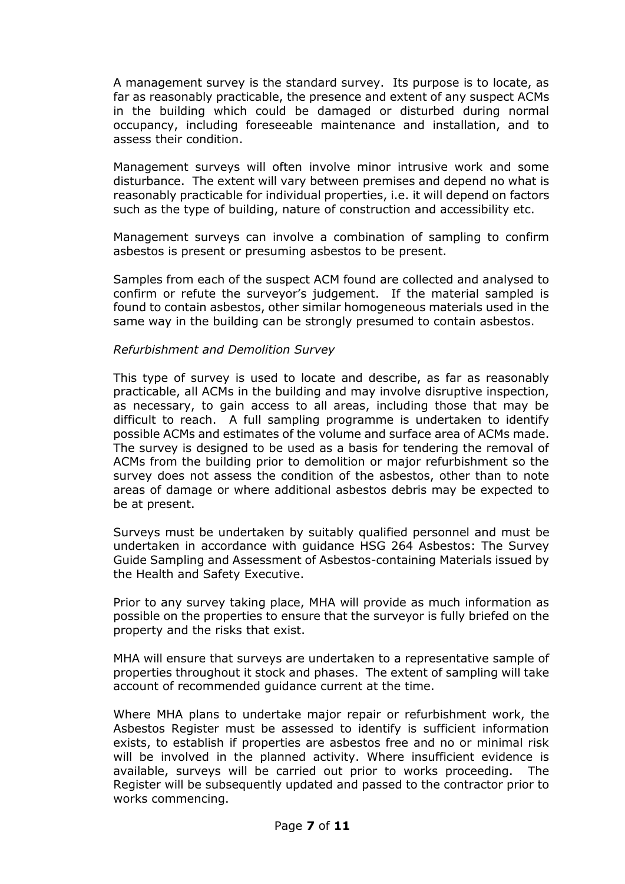A management survey is the standard survey. Its purpose is to locate, as far as reasonably practicable, the presence and extent of any suspect ACMs in the building which could be damaged or disturbed during normal occupancy, including foreseeable maintenance and installation, and to assess their condition.

Management surveys will often involve minor intrusive work and some disturbance. The extent will vary between premises and depend no what is reasonably practicable for individual properties, i.e. it will depend on factors such as the type of building, nature of construction and accessibility etc.

Management surveys can involve a combination of sampling to confirm asbestos is present or presuming asbestos to be present.

Samples from each of the suspect ACM found are collected and analysed to confirm or refute the surveyor's judgement. If the material sampled is found to contain asbestos, other similar homogeneous materials used in the same way in the building can be strongly presumed to contain asbestos.

*Refurbishment and Demolition Survey*

This type of survey is used to locate and describe, as far as reasonably practicable, all ACMs in the building and may involve disruptive inspection, as necessary, to gain access to all areas, including those that may be difficult to reach. A full sampling programme is undertaken to identify possible ACMs and estimates of the volume and surface area of ACMs made. The survey is designed to be used as a basis for tendering the removal of ACMs from the building prior to demolition or major refurbishment so the survey does not assess the condition of the asbestos, other than to note areas of damage or where additional asbestos debris may be expected to be at present.

Surveys must be undertaken by suitably qualified personnel and must be undertaken in accordance with guidance HSG 264 Asbestos: The Survey Guide Sampling and Assessment of Asbestos-containing Materials issued by the Health and Safety Executive.

Prior to any survey taking place, MHA will provide as much information as possible on the properties to ensure that the surveyor is fully briefed on the property and the risks that exist.

MHA will ensure that surveys are undertaken to a representative sample of properties throughout it stock and phases. The extent of sampling will take account of recommended guidance current at the time.

Where MHA plans to undertake major repair or refurbishment work, the Asbestos Register must be assessed to identify is sufficient information exists, to establish if properties are asbestos free and no or minimal risk will be involved in the planned activity. Where insufficient evidence is available, surveys will be carried out prior to works proceeding. The Register will be subsequently updated and passed to the contractor prior to works commencing.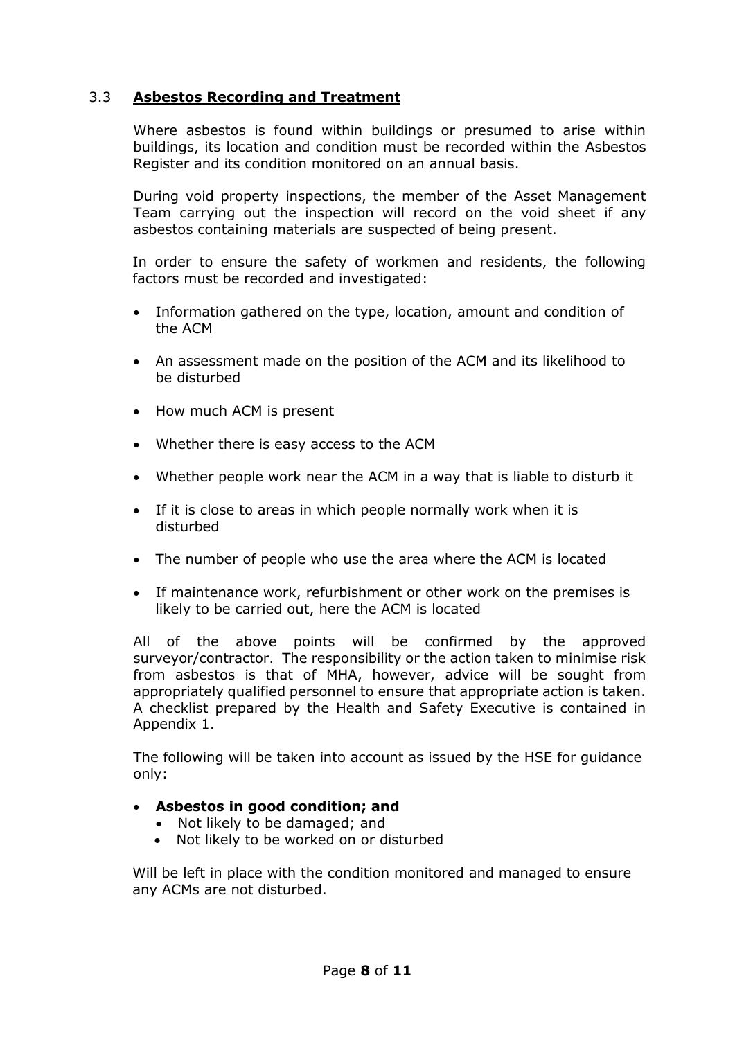### 3.3 **Asbestos Recording and Treatment**

Where asbestos is found within buildings or presumed to arise within buildings, its location and condition must be recorded within the Asbestos Register and its condition monitored on an annual basis.

During void property inspections, the member of the Asset Management Team carrying out the inspection will record on the void sheet if any asbestos containing materials are suspected of being present.

In order to ensure the safety of workmen and residents, the following factors must be recorded and investigated:

- Information gathered on the type, location, amount and condition of the ACM
- An assessment made on the position of the ACM and its likelihood to be disturbed
- How much ACM is present
- Whether there is easy access to the ACM
- Whether people work near the ACM in a way that is liable to disturb it
- If it is close to areas in which people normally work when it is disturbed
- The number of people who use the area where the ACM is located
- If maintenance work, refurbishment or other work on the premises is likely to be carried out, here the ACM is located

All of the above points will be confirmed by the approved surveyor/contractor. The responsibility or the action taken to minimise risk from asbestos is that of MHA, however, advice will be sought from appropriately qualified personnel to ensure that appropriate action is taken. A checklist prepared by the Health and Safety Executive is contained in Appendix 1.

The following will be taken into account as issued by the HSE for guidance only:

- **Asbestos in good condition; and**
  - Not likely to be damaged; and
  - Not likely to be worked on or disturbed

Will be left in place with the condition monitored and managed to ensure any ACMs are not disturbed.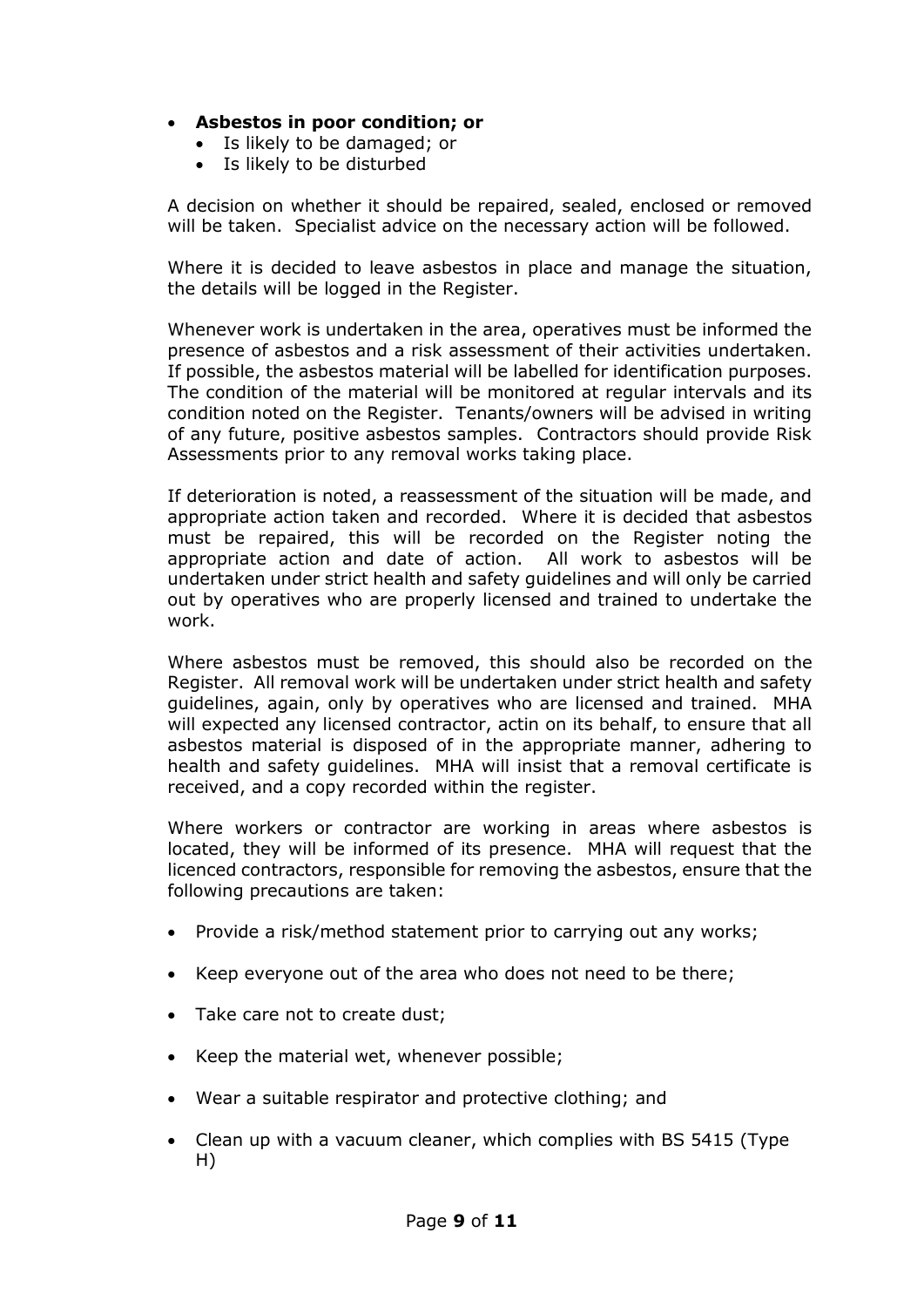- **Asbestos in poor condition; or**
  - Is likely to be damaged; or
  - Is likely to be disturbed

A decision on whether it should be repaired, sealed, enclosed or removed will be taken. Specialist advice on the necessary action will be followed.

Where it is decided to leave asbestos in place and manage the situation, the details will be logged in the Register.

Whenever work is undertaken in the area, operatives must be informed the presence of asbestos and a risk assessment of their activities undertaken. If possible, the asbestos material will be labelled for identification purposes. The condition of the material will be monitored at regular intervals and its condition noted on the Register. Tenants/owners will be advised in writing of any future, positive asbestos samples. Contractors should provide Risk Assessments prior to any removal works taking place.

If deterioration is noted, a reassessment of the situation will be made, and appropriate action taken and recorded. Where it is decided that asbestos must be repaired, this will be recorded on the Register noting the appropriate action and date of action. All work to asbestos will be undertaken under strict health and safety guidelines and will only be carried out by operatives who are properly licensed and trained to undertake the work.

Where asbestos must be removed, this should also be recorded on the Register. All removal work will be undertaken under strict health and safety guidelines, again, only by operatives who are licensed and trained. MHA will expected any licensed contractor, actin on its behalf, to ensure that all asbestos material is disposed of in the appropriate manner, adhering to health and safety guidelines. MHA will insist that a removal certificate is received, and a copy recorded within the register.

Where workers or contractor are working in areas where asbestos is located, they will be informed of its presence. MHA will request that the licenced contractors, responsible for removing the asbestos, ensure that the following precautions are taken:

- Provide a risk/method statement prior to carrying out any works;
- Keep everyone out of the area who does not need to be there;
- Take care not to create dust;
- Keep the material wet, whenever possible;
- Wear a suitable respirator and protective clothing; and
- Clean up with a vacuum cleaner, which complies with BS 5415 (Type H)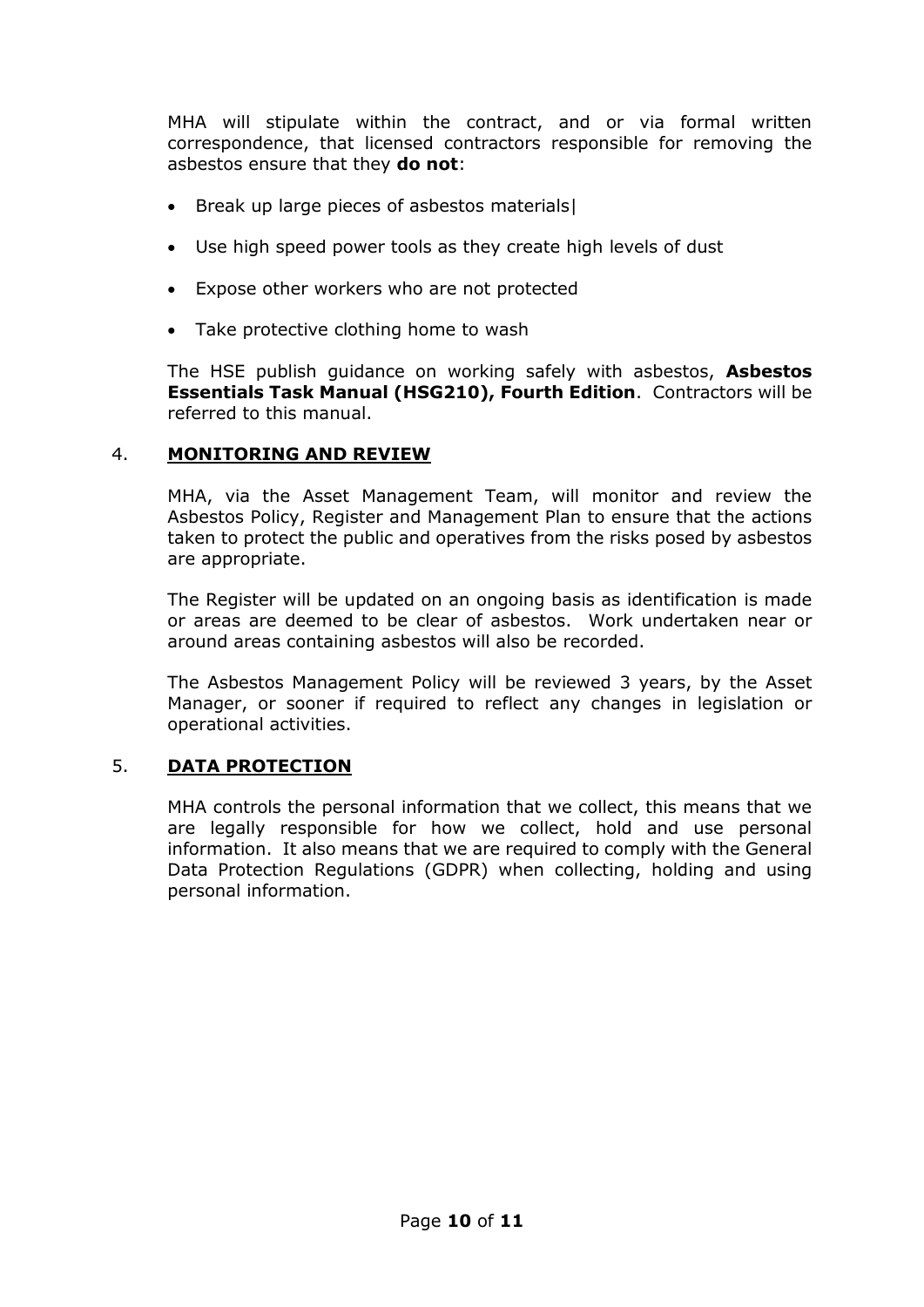MHA will stipulate within the contract, and or via formal written correspondence, that licensed contractors responsible for removing the asbestos ensure that they **do not**:

- Break up large pieces of asbestos materials|
- Use high speed power tools as they create high levels of dust
- Expose other workers who are not protected
- Take protective clothing home to wash

The HSE publish guidance on working safely with asbestos, **Asbestos Essentials Task Manual (HSG210), Fourth Edition**. Contractors will be referred to this manual.

## 4. **MONITORING AND REVIEW**

MHA, via the Asset Management Team, will monitor and review the Asbestos Policy, Register and Management Plan to ensure that the actions taken to protect the public and operatives from the risks posed by asbestos are appropriate.

The Register will be updated on an ongoing basis as identification is made or areas are deemed to be clear of asbestos. Work undertaken near or around areas containing asbestos will also be recorded.

The Asbestos Management Policy will be reviewed 3 years, by the Asset Manager, or sooner if required to reflect any changes in legislation or operational activities.

## 5. **DATA PROTECTION**

MHA controls the personal information that we collect, this means that we are legally responsible for how we collect, hold and use personal information. It also means that we are required to comply with the General Data Protection Regulations (GDPR) when collecting, holding and using personal information.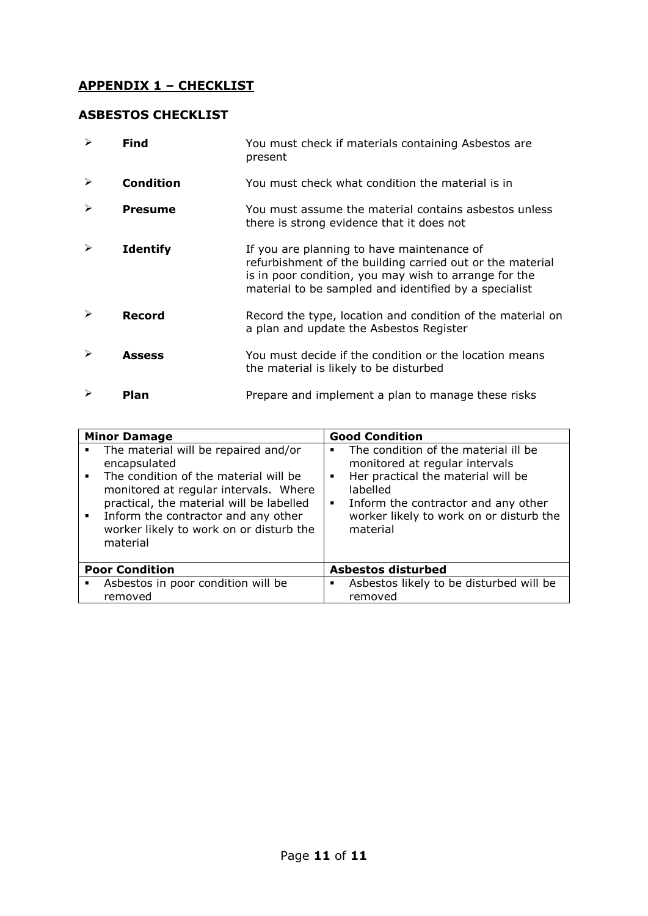## APPENDIX 1 – CHECKLIST

### ASBESTOS CHECKLIST

- **Find** — You must check if materials containing Asbestos are present
- **Condition** — You must check what condition the material is in
- **Presume** — You must assume the material contains asbestos unless there is strong evidence that it does not
- **Identify** — If you are planning to have maintenance of refurbishment of the building carried out or the material is in poor condition, you may wish to arrange for the material to be sampled and identified by a specialist
- **Record** — Record the type, location and condition of the material on a plan and update the Asbestos Register
- **Assess** — You must decide if the condition or the location means the material is likely to be disturbed
- **Plan** — Prepare and implement a plan to manage these risks

| **Minor Damage** | **Good Condition** |
|---|---|
| ▪ The material will be repaired and/or encapsulated<br>▪ The condition of the material will be monitored at regular intervals. Where practical, the material will be labelled<br>▪ Inform the contractor and any other worker likely to work on or disturb the material | ▪ The condition of the material ill be monitored at regular intervals<br>▪ Her practical the material will be labelled<br>▪ Inform the contractor and any other worker likely to work on or disturb the material |
| **Poor Condition** | **Asbestos disturbed** |
| ▪ Asbestos in poor condition will be removed | ▪ Asbestos likely to be disturbed will be removed |